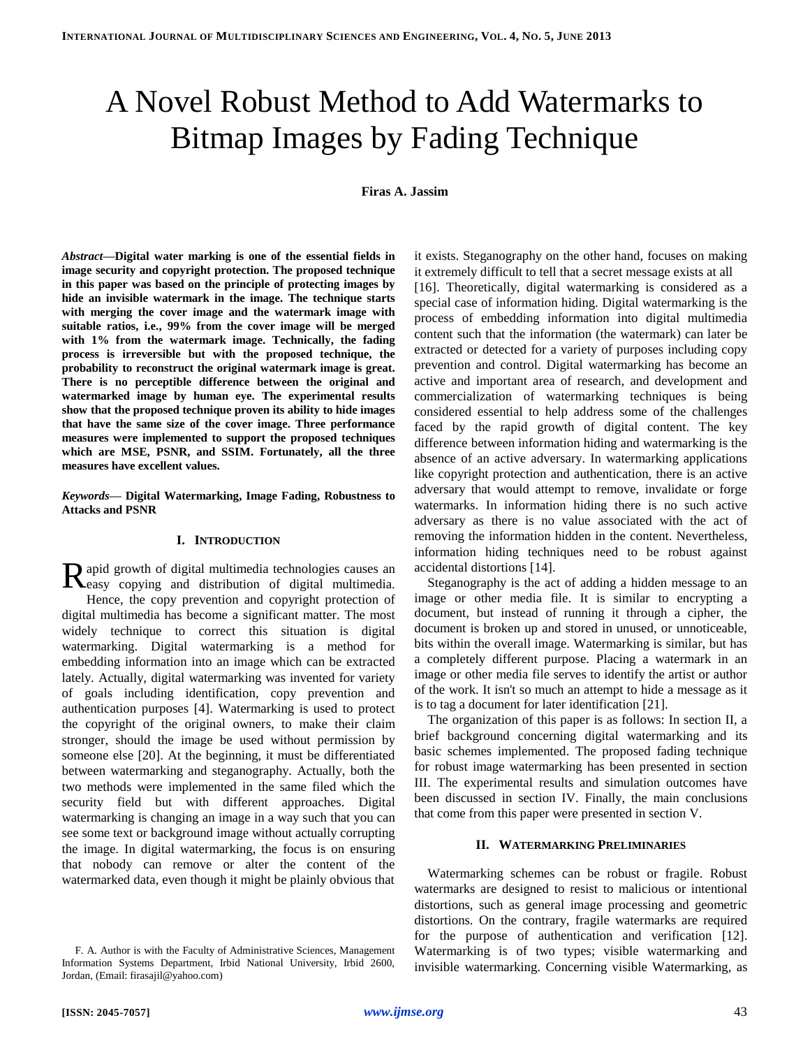# A Novel Robust Method to Add Watermarks to Bitmap Images by Fading Technique

**Firas A. Jassim**

***Abstract*—Digital water marking is one of the essential fields in image security and copyright protection. The proposed technique in this paper was based on the principle of protecting images by hide an invisible watermark in the image. The technique starts with merging the cover image and the watermark image with suitable ratios, i.e., 99% from the cover image will be merged with 1% from the watermark image. Technically, the fading process is irreversible but with the proposed technique, the probability to reconstruct the original watermark image is great. There is no perceptible difference between the original and watermarked image by human eye. The experimental results show that the proposed technique proven its ability to hide images that have the same size of the cover image. Three performance measures were implemented to support the proposed techniques which are MSE, PSNR, and SSIM. Fortunately, all the three measures have excellent values.**

***Keywords*— Digital Watermarking, Image Fading, Robustness to Attacks and PSNR**

## I. Introduction

Rapid growth of digital multimedia technologies causes an easy copying and distribution of digital multimedia. Hence, the copy prevention and copyright protection of digital multimedia has become a significant matter. The most widely technique to correct this situation is digital watermarking. Digital watermarking is a method for embedding information into an image which can be extracted lately. Actually, digital watermarking was invented for variety of goals including identification, copy prevention and authentication purposes [4]. Watermarking is used to protect the copyright of the original owners, to make their claim stronger, should the image be used without permission by someone else [20]. At the beginning, it must be differentiated between watermarking and steganography. Actually, both the two methods were implemented in the same filed which the security field but with different approaches. Digital watermarking is changing an image in a way such that you can see some text or background image without actually corrupting the image. In digital watermarking, the focus is on ensuring that nobody can remove or alter the content of the watermarked data, even though it might be plainly obvious that it exists. Steganography on the other hand, focuses on making it extremely difficult to tell that a secret message exists at all [16]. Theoretically, digital watermarking is considered as a special case of information hiding. Digital watermarking is the process of embedding information into digital multimedia content such that the information (the watermark) can later be extracted or detected for a variety of purposes including copy prevention and control. Digital watermarking has become an active and important area of research, and development and commercialization of watermarking techniques is being considered essential to help address some of the challenges faced by the rapid growth of digital content. The key difference between information hiding and watermarking is the absence of an active adversary. In watermarking applications like copyright protection and authentication, there is an active adversary that would attempt to remove, invalidate or forge watermarks. In information hiding there is no such active adversary as there is no value associated with the act of removing the information hidden in the content. Nevertheless, information hiding techniques need to be robust against accidental distortions [14].

Steganography is the act of adding a hidden message to an image or other media file. It is similar to encrypting a document, but instead of running it through a cipher, the document is broken up and stored in unused, or unnoticeable, bits within the overall image. Watermarking is similar, but has a completely different purpose. Placing a watermark in an image or other media file serves to identify the artist or author of the work. It isn't so much an attempt to hide a message as it is to tag a document for later identification [21].

The organization of this paper is as follows: In section II, a brief background concerning digital watermarking and its basic schemes implemented. The proposed fading technique for robust image watermarking has been presented in section III. The experimental results and simulation outcomes have been discussed in section IV. Finally, the main conclusions that come from this paper were presented in section V.

## II. Watermarking Preliminaries

Watermarking schemes can be robust or fragile. Robust watermarks are designed to resist to malicious or intentional distortions, such as general image processing and geometric distortions. On the contrary, fragile watermarks are required for the purpose of authentication and verification [12]. Watermarking is of two types; visible watermarking and invisible watermarking. Concerning visible Watermarking, as

F. A. Author is with the Faculty of Administrative Sciences, Management Information Systems Department, Irbid National University, Irbid 2600, Jordan, (Email: firasajil@yahoo.com)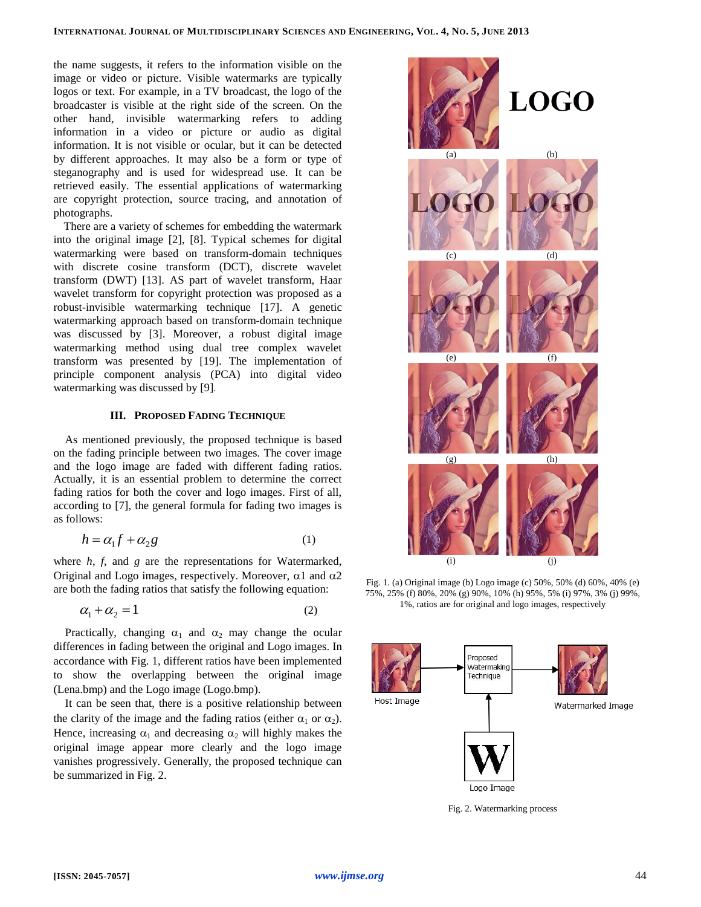the name suggests, it refers to the information visible on the image or video or picture. Visible watermarks are typically logos or text. For example, in a TV broadcast, the logo of the broadcaster is visible at the right side of the screen. On the other hand, invisible watermarking refers to adding information in a video or picture or audio as digital information. It is not visible or ocular, but it can be detected by different approaches. It may also be a form or type of steganography and is used for widespread use. It can be retrieved easily. The essential applications of watermarking are copyright protection, source tracing, and annotation of photographs.

There are a variety of schemes for embedding the watermark into the original image [2], [8]. Typical schemes for digital watermarking were based on transform-domain techniques with discrete cosine transform (DCT), discrete wavelet transform (DWT) [13]. AS part of wavelet transform, Haar wavelet transform for copyright protection was proposed as a robust-invisible watermarking technique [17]. A genetic watermarking approach based on transform-domain technique was discussed by [3]. Moreover, a robust digital image watermarking method using dual tree complex wavelet transform was presented by [19]. The implementation of principle component analysis (PCA) into digital video watermarking was discussed by [9].

## III. Proposed Fading Technique

As mentioned previously, the proposed technique is based on the fading principle between two images. The cover image and the logo image are faded with different fading ratios. Actually, it is an essential problem to determine the correct fading ratios for both the cover and logo images. First of all, according to [7], the general formula for fading two images is as follows:

$$h = \alpha_1 f + \alpha_2 g \qquad (1)$$

where $h$, $f$, and $g$ are the representations for Watermarked, Original and Logo images, respectively. Moreover, $\alpha1$ and $\alpha2$ are both the fading ratios that satisfy the following equation:

$$\alpha_1 + \alpha_2 = 1 \qquad (2)$$

Practically, changing $\alpha_1$ and $\alpha_2$ may change the ocular differences in fading between the original and Logo images. In accordance with Fig. 1, different ratios have been implemented to show the overlapping between the original image (Lena.bmp) and the Logo image (Logo.bmp).

It can be seen that, there is a positive relationship between the clarity of the image and the fading ratios (either $\alpha_1$ or $\alpha_2$). Hence, increasing $\alpha_1$ and decreasing $\alpha_2$ will highly makes the original image appear more clearly and the logo image vanishes progressively. Generally, the proposed technique can be summarized in Fig. 2.

Fig. 1. (a) Original image (b) Logo image (c) 50%, 50% (d) 60%, 40% (e) 75%, 25% (f) 80%, 20% (g) 90%, 10% (h) 95%, 5% (i) 97%, 3% (j) 99%, 1%, ratios are for original and logo images, respectively

Fig. 2. Watermarking process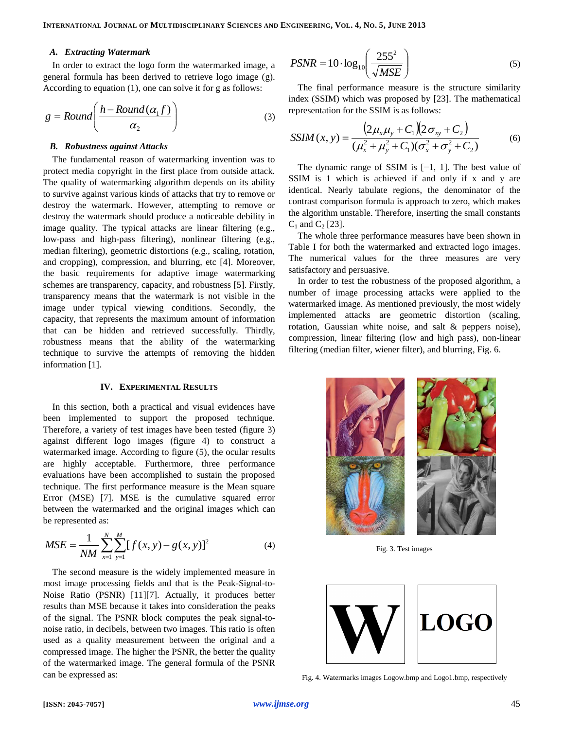### A. *Extracting Watermark*

In order to extract the logo form the watermarked image, a general formula has been derived to retrieve logo image (g). According to equation (1), one can solve it for g as follows:

$$g = Round\left(\frac{h - Round(\alpha_1 f)}{\alpha_2}\right) \tag{3}$$

### B. *Robustness against Attacks*

The fundamental reason of watermarking invention was to protect media copyright in the first place from outside attack. The quality of watermarking algorithm depends on its ability to survive against various kinds of attacks that try to remove or destroy the watermark. However, attempting to remove or destroy the watermark should produce a noticeable debility in image quality. The typical attacks are linear filtering (e.g., low-pass and high-pass filtering), nonlinear filtering (e.g., median filtering), geometric distortions (e.g., scaling, rotation, and cropping), compression, and blurring, etc [4]. Moreover, the basic requirements for adaptive image watermarking schemes are transparency, capacity, and robustness [5]. Firstly, transparency means that the watermark is not visible in the image under typical viewing conditions. Secondly, the capacity, that represents the maximum amount of information that can be hidden and retrieved successfully. Thirdly, robustness means that the ability of the watermarking technique to survive the attempts of removing the hidden information [1].

## IV. Experimental Results

In this section, both a practical and visual evidences have been implemented to support the proposed technique. Therefore, a variety of test images have been tested (figure 3) against different logo images (figure 4) to construct a watermarked image. According to figure (5), the ocular results are highly acceptable. Furthermore, three performance evaluations have been accomplished to sustain the proposed technique. The first performance measure is the Mean square Error (MSE) [7]. MSE is the cumulative squared error between the watermarked and the original images which can be represented as:

$$MSE = \frac{1}{NM}\sum_{x=1}^{N}\sum_{y=1}^{M}[f(x,y) - g(x,y)]^2 \tag{4}$$

The second measure is the widely implemented measure in most image processing fields and that is the Peak-Signal-to-Noise Ratio (PSNR) [11][7]. Actually, it produces better results than MSE because it takes into consideration the peaks of the signal. The PSNR block computes the peak signal-to-noise ratio, in decibels, between two images. This ratio is often used as a quality measurement between the original and a compressed image. The higher the PSNR, the better the quality of the watermarked image. The general formula of the PSNR can be expressed as:

$$PSNR = 10 \cdot \log_{10}\left(\frac{255^2}{\sqrt{MSE}}\right) \tag{5}$$

The final performance measure is the structure similarity index (SSIM) which was proposed by [23]. The mathematical representation for the SSIM is as follows:

$$SSIM(x,y) = \frac{(2\mu_x\mu_y + C_1)(2\sigma_{xy} + C_2)}{(\mu_x^2 + \mu_y^2 + C_1)(\sigma_x^2 + \sigma_y^2 + C_2)} \tag{6}$$

The dynamic range of SSIM is [−1, 1]. The best value of SSIM is 1 which is achieved if and only if x and y are identical. Nearly tabulate regions, the denominator of the contrast comparison formula is approach to zero, which makes the algorithm unstable. Therefore, inserting the small constants $C_1$ and $C_2$ [23].

The whole three performance measures have been shown in Table I for both the watermarked and extracted logo images. The numerical values for the three measures are very satisfactory and persuasive.

In order to test the robustness of the proposed algorithm, a number of image processing attacks were applied to the watermarked image. As mentioned previously, the most widely implemented attacks are geometric distortion (scaling, rotation, Gaussian white noise, and salt & peppers noise), compression, linear filtering (low and high pass), non-linear filtering (median filter, wiener filter), and blurring, Fig. 6.

Fig. 3. Test images

Fig. 4. Watermarks images Logow.bmp and Logo1.bmp, respectively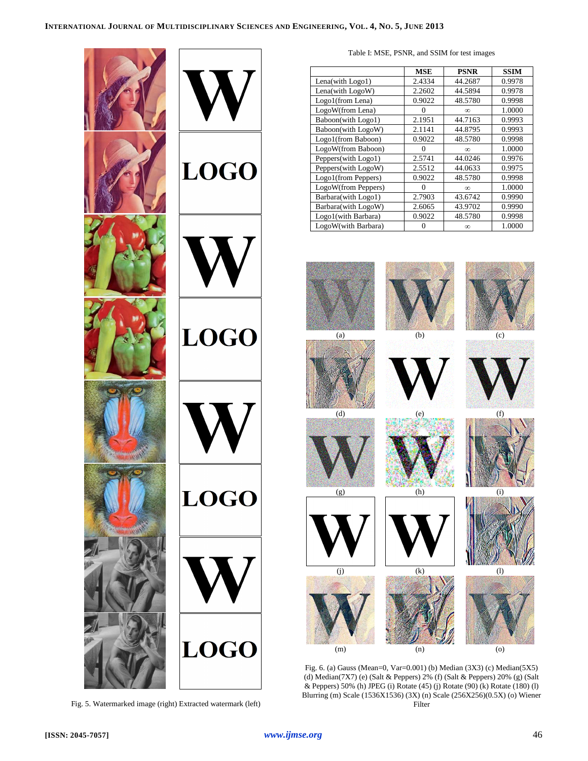Fig. 5. Watermarked image (right) Extracted watermark (left)

Table I: MSE, PSNR, and SSIM for test images

| | MSE | PSNR | SSIM |
|---|---|---|---|
| Lena(with Logo1) | 2.4334 | 44.2687 | 0.9978 |
| Lena(with LogoW) | 2.2602 | 44.5894 | 0.9978 |
| Logo1(from Lena) | 0.9022 | 48.5780 | 0.9998 |
| LogoW(from Lena) | 0 | ∞ | 1.0000 |
| Baboon(with Logo1) | 2.1951 | 44.7163 | 0.9993 |
| Baboon(with LogoW) | 2.1141 | 44.8795 | 0.9993 |
| Logo1(from Baboon) | 0.9022 | 48.5780 | 0.9998 |
| LogoW(from Baboon) | 0 | ∞ | 1.0000 |
| Peppers(with Logo1) | 2.5741 | 44.0246 | 0.9976 |
| Peppers(with LogoW) | 2.5512 | 44.0633 | 0.9975 |
| Logo1(from Peppers) | 0.9022 | 48.5780 | 0.9998 |
| LogoW(from Peppers) | 0 | ∞ | 1.0000 |
| Barbara(with Logo1) | 2.7903 | 43.6742 | 0.9990 |
| Barbara(with LogoW) | 2.6065 | 43.9702 | 0.9990 |
| Logo1(with Barbara) | 0.9022 | 48.5780 | 0.9998 |
| LogoW(with Barbara) | 0 | ∞ | 1.0000 |

Fig. 6. (a) Gauss (Mean=0, Var=0.001) (b) Median (3X3) (c) Median(5X5) (d) Median(7X7) (e) (Salt & Peppers) 2% (f) (Salt & Peppers) 20% (g) (Salt & Peppers) 50% (h) JPEG (i) Rotate (45) (j) Rotate (90) (k) Rotate (180) (l) Blurring (m) Scale (1536X1536) (3X) (n) Scale (256X256)(0.5X) (o) Wiener Filter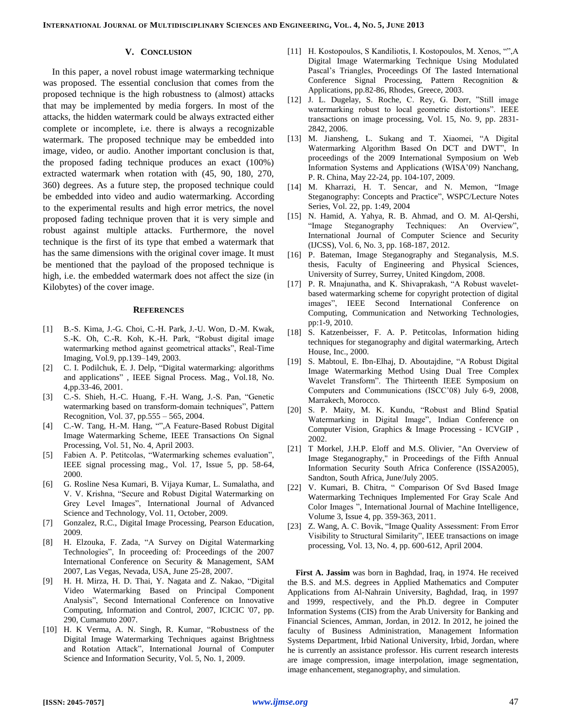## V. Conclusion

In this paper, a novel robust image watermarking technique was proposed. The essential conclusion that comes from the proposed technique is the high robustness to (almost) attacks that may be implemented by media forgers. In most of the attacks, the hidden watermark could be always extracted either complete or incomplete, i.e. there is always a recognizable watermark. The proposed technique may be embedded into image, video, or audio. Another important conclusion is that, the proposed fading technique produces an exact (100%) extracted watermark when rotation with (45, 90, 180, 270, 360) degrees. As a future step, the proposed technique could be embedded into video and audio watermarking. According to the experimental results and high error metrics, the novel proposed fading technique proven that it is very simple and robust against multiple attacks. Furthermore, the novel technique is the first of its type that embed a watermark that has the same dimensions with the original cover image. It must be mentioned that the payload of the proposed technique is high, i.e. the embedded watermark does not affect the size (in Kilobytes) of the cover image.

## References

[1] B.-S. Kima, J.-G. Choi, C.-H. Park, J.-U. Won, D.-M. Kwak, S.-K. Oh, C.-R. Koh, K.-H. Park, "Robust digital image watermarking method against geometrical attacks", Real-Time Imaging, Vol.9, pp.139–149, 2003.

[2] C. I. Podilchuk, E. J. Delp, "Digital watermarking: algorithms and applications" , IEEE Signal Process. Mag., Vol.18, No. 4,pp.33-46, 2001.

[3] C.-S. Shieh, H.-C. Huang, F.-H. Wang, J.-S. Pan, "Genetic watermarking based on transform-domain techniques", Pattern Recognition, Vol. 37, pp.555 – 565, 2004.

[4] C.-W. Tang, H.-M. Hang, "",A Feature-Based Robust Digital Image Watermarking Scheme, IEEE Transactions On Signal Processing, Vol. 51, No. 4, April 2003.

[5] Fabien A. P. Petitcolas, "Watermarking schemes evaluation", IEEE signal processing mag., Vol. 17, Issue 5, pp. 58-64, 2000.

[6] G. Rosline Nesa Kumari, B. Vijaya Kumar, L. Sumalatha, and V. V. Krishna, "Secure and Robust Digital Watermarking on Grey Level Images", International Journal of Advanced Science and Technology, Vol. 11, October, 2009.

[7] Gonzalez, R.C., Digital Image Processing, Pearson Education, 2009.

[8] H. Elzouka, F. Zada, "A Survey on Digital Watermarking Technologies", In proceeding of: Proceedings of the 2007 International Conference on Security & Management, SAM 2007, Las Vegas, Nevada, USA, June 25-28, 2007.

[9] H. H. Mirza, H. D. Thai, Y. Nagata and Z. Nakao, "Digital Video Watermarking Based on Principal Component Analysis", Second International Conference on Innovative Computing, Information and Control, 2007, ICICIC '07, pp. 290, Cumamuto 2007.

[10] H. K Verma, A. N. Singh, R. Kumar, "Robustness of the Digital Image Watermarking Techniques against Brightness and Rotation Attack", International Journal of Computer Science and Information Security, Vol. 5, No. 1, 2009.

[11] H. Kostopoulos, S Kandiliotis, I. Kostopoulos, M. Xenos, "",A Digital Image Watermarking Technique Using Modulated Pascal's Triangles, Proceedings Of The Iasted International Conference Signal Processing, Pattern Recognition & Applications, pp.82-86, Rhodes, Greece, 2003.

[12] J. L. Dugelay, S. Roche, C. Rey, G. Dorr, "Still image watermarking robust to local geometric distortions". IEEE transactions on image processing, Vol. 15, No. 9, pp. 2831-2842, 2006.

[13] M. Jiansheng, L. Sukang and T. Xiaomei, "A Digital Watermarking Algorithm Based On DCT and DWT", In proceedings of the 2009 International Symposium on Web Information Systems and Applications (WISA'09) Nanchang, P. R. China, May 22-24, pp. 104-107, 2009.

[14] M. Kharrazi, H. T. Sencar, and N. Memon, "Image Steganography: Concepts and Practice", WSPC/Lecture Notes Series, Vol. 22, pp. 1:49, 2004

[15] N. Hamid, A. Yahya, R. B. Ahmad, and O. M. Al-Qershi, "Image Steganography Techniques: An Overview", International Journal of Computer Science and Security (IJCSS), Vol. 6, No. 3, pp. 168-187, 2012.

[16] P. Bateman, Image Steganography and Steganalysis, M.S. thesis, Faculty of Engineering and Physical Sciences, University of Surrey, Surrey, United Kingdom, 2008.

[17] P. R. Mnajunatha, and K. Shivaprakash, "A Robust wavelet-based watermarking scheme for copyright protection of digital images", IEEE Second International Conference on Computing, Communication and Networking Technologies, pp:1-9, 2010.

[18] S. Katzenbeisser, F. A. P. Petitcolas, Information hiding techniques for steganography and digital watermarking, Artech House, Inc., 2000.

[19] S. Mabtoul, E. Ibn-Elhaj, D. Aboutajdine, "A Robust Digital Image Watermarking Method Using Dual Tree Complex Wavelet Transform". The Thirteenth IEEE Symposium on Computers and Communications (ISCC'08) July 6-9, 2008, Marrakech, Morocco.

[20] S. P. Maity, M. K. Kundu, "Robust and Blind Spatial Watermarking in Digital Image", Indian Conference on Computer Vision, Graphics & Image Processing - ICVGIP , 2002.

[21] T Morkel, J.H.P. Eloff and M.S. Olivier, "An Overview of Image Steganography," in Proceedings of the Fifth Annual Information Security South Africa Conference (ISSA2005), Sandton, South Africa, June/July 2005.

[22] V. Kumari, B. Chitra, " Comparison Of Svd Based Image Watermarking Techniques Implemented For Gray Scale And Color Images ", International Journal of Machine Intelligence, Volume 3, Issue 4, pp. 359-363, 2011.

[23] Z. Wang, A. C. Bovik, "Image Quality Assessment: From Error Visibility to Structural Similarity", IEEE transactions on image processing, Vol. 13, No. 4, pp. 600-612, April 2004.

**First A. Jassim** was born in Baghdad, Iraq, in 1974. He received the B.S. and M.S. degrees in Applied Mathematics and Computer Applications from Al-Nahrain University, Baghdad, Iraq, in 1997 and 1999, respectively, and the Ph.D. degree in Computer Information Systems (CIS) from the Arab University for Banking and Financial Sciences, Amman, Jordan, in 2012. In 2012, he joined the faculty of Business Administration, Management Information Systems Department, Irbid National University, Irbid, Jordan, where he is currently an assistance professor. His current research interests are image compression, image interpolation, image segmentation, image enhancement, steganography, and simulation.